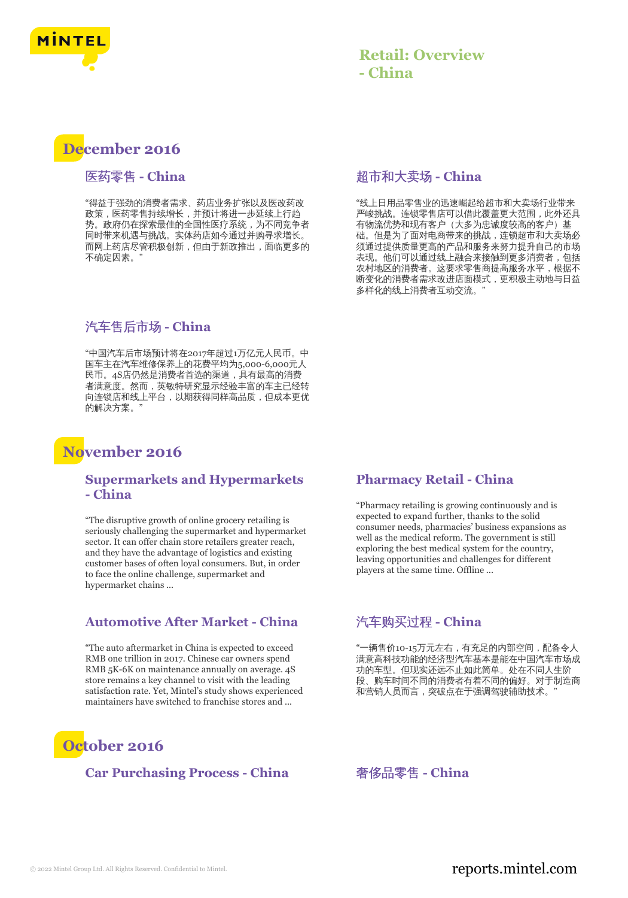# Retail: Overview - China

## December 2016

### 医药零售 - China

“得益于强劲的消费者需求、药店业务扩张以及医改药改政策，医药零售持续增长，并预计将进一步延续上行趋势。政府仍在探索最佳的全国性医疗系统，为不同竞争者同时带来机遇与挑战。实体药店如今通过并购寻求增长。而网上药店尽管积极创新，但由于新政推出，面临更多的不确定因素。”

### 超市和大卖场 - China

“线上日用品零售业的迅速崛起给超市和大卖场行业带来严峻挑战。连锁零售店可以借此覆盖更大范围，此外还具有物流优势和现有客户（大多为忠诚度较高的客户）基础。但是为了面对电商带来的挑战，连锁超市和大卖场必须通过提供质量更高的产品和服务来努力提升自己的市场表现。他们可以通过线上融合来接触到更多消费者，包括农村地区的消费者。这要求零售商提高服务水平，根据不断变化的消费者需求改进店面模式，更积极主动地与日益多样化的线上消费者互动交流。”

### 汽车售后市场 - China

“中国汽车后市场预计将在2017年超过1万亿元人民币。中国车主在汽车维修保养上的花费平均为5,000-6,000元人民币。4S店仍然是消费者首选的渠道，具有最高的消费者满意度。然而，英敏特研究显示经验丰富的车主已经转向连锁店和线上平台，以期获得同样高品质，但成本更优的解决方案。”

## November 2016

### Supermarkets and Hypermarkets - China

“The disruptive growth of online grocery retailing is seriously challenging the supermarket and hypermarket sector. It can offer chain store retailers greater reach, and they have the advantage of logistics and existing customer bases of often loyal consumers. But, in order to face the online challenge, supermarket and hypermarket chains ...

### Pharmacy Retail - China

“Pharmacy retailing is growing continuously and is expected to expand further, thanks to the solid consumer needs, pharmacies’ business expansions as well as the medical reform. The government is still exploring the best medical system for the country, leaving opportunities and challenges for different players at the same time. Offline ...

### Automotive After Market - China

“The auto aftermarket in China is expected to exceed RMB one trillion in 2017. Chinese car owners spend RMB 5K-6K on maintenance annually on average. 4S store remains a key channel to visit with the leading satisfaction rate. Yet, Mintel’s study shows experienced maintainers have switched to franchise stores and ...

### 汽车购买过程 - China

“一辆售价10-15万元左右，有充足的内部空间，配备令人满意高科技功能的经济型汽车基本是能在中国汽车市场成功的车型。但现实远远不止如此简单。处在不同人生阶段、购车时间不同的消费者有着不同的偏好。对于制造商和营销人员而言，突破点在于强调驾驶辅助技术。”

## October 2016

### Car Purchasing Process - China

### 奢侈品零售 - China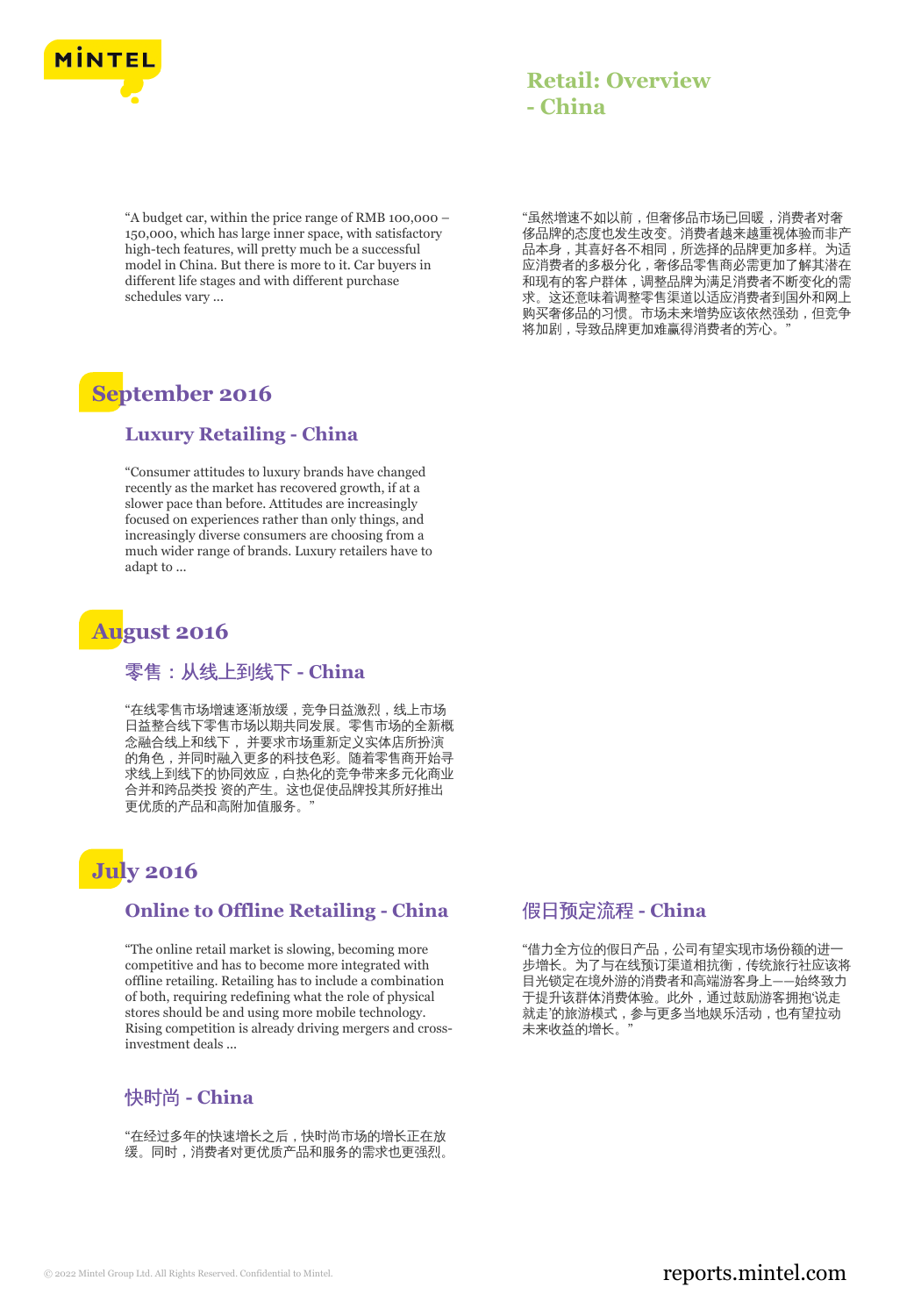“A budget car, within the price range of RMB 100,000 – 150,000, which has large inner space, with satisfactory high-tech features, will pretty much be a successful model in China. But there is more to it. Car buyers in different life stages and with different purchase schedules vary ...

“虽然增速不如以前，但奢侈品市场已回暖，消费者对奢侈品牌的态度也发生改变。消费者越来越重视体验而非产品本身，其喜好各不相同，所选择的品牌更加多样。为适应消费者的多极分化，奢侈品零售商必需更加了解其潜在和现有的客户群体，调整品牌为满足消费者不断变化的需求。这还意味着调整零售渠道以适应消费者到国外和网上购买奢侈品的习惯。市场未来增势应该依然强劲，但竞争将加剧，导致品牌更加难赢得消费者的芳心。”

## September 2016

### Luxury Retailing - China

“Consumer attitudes to luxury brands have changed recently as the market has recovered growth, if at a slower pace than before. Attitudes are increasingly focused on experiences rather than only things, and increasingly diverse consumers are choosing from a much wider range of brands. Luxury retailers have to adapt to ...

## August 2016

### 零售：从线上到线下 - China

“在线零售市场增速逐渐放缓，竞争日益激烈，线上市场日益整合线下零售市场以期共同发展。零售市场的全新概念融合线上和线下，并要求市场重新定义实体店所扮演的角色，并同时融入更多的科技色彩。随着零售商开始寻求线上到线下的协同效应，白热化的竞争带来多元化商业合并和跨品类投 资的产生。这也促使品牌投其所好推出更优质的产品和高附加值服务。”

## July 2016

### Online to Offline Retailing - China

“The online retail market is slowing, becoming more competitive and has to become more integrated with offline retailing. Retailing has to include a combination of both, requiring redefining what the role of physical stores should be and using more mobile technology. Rising competition is already driving mergers and cross-investment deals ...

### 假日预定流程 - China

“借力全方位的假日产品，公司有望实现市场份额的进一步增长。为了与在线预订渠道相抗衡，传统旅行社应该将目光锁定在境外游的消费者和高端游客身上——始终致力于提升该群体消费体验。此外，通过鼓励游客拥抱‘说走就走’的旅游模式，参与更多当地娱乐活动，也有望拉动未来收益的增长。”

### 快时尚 - China

“在经过多年的快速增长之后，快时尚市场的增长正在放缓。同时，消费者对更优质产品和服务的需求也更强烈。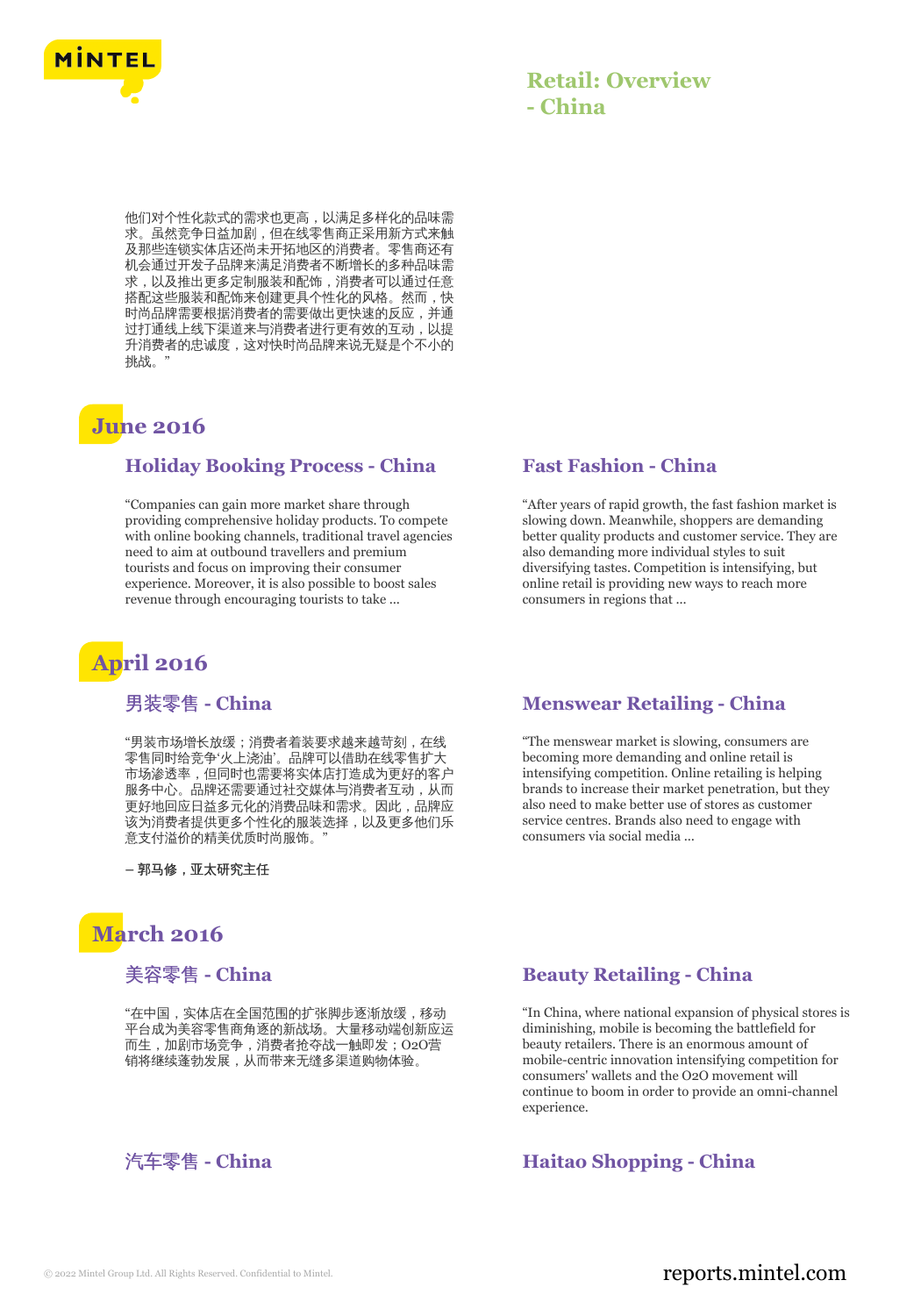他们对个性化款式的需求也更高，以满足多样化的品味需求。虽然竞争日益加剧，但在线零售商正采用新方式来触及那些连锁实体店还尚未开拓地区的消费者。零售商还有机会通过开发子品牌来满足消费者不断增长的多种品味需求，以及推出更多定制服装和配饰，消费者可以通过任意搭配这些服装和配饰来创建更具个性化的风格。然而，快时尚品牌需要根据消费者的需要做出更快速的反应，并通过打通线上线下渠道来与消费者进行更有效的互动，以提升消费者的忠诚度，这对快时尚品牌来说无疑是个不小的挑战。"

## June 2016

### Holiday Booking Process - China

"Companies can gain more market share through providing comprehensive holiday products. To compete with online booking channels, traditional travel agencies need to aim at outbound travellers and premium tourists and focus on improving their consumer experience. Moreover, it is also possible to boost sales revenue through encouraging tourists to take ...

### Fast Fashion - China

"After years of rapid growth, the fast fashion market is slowing down. Meanwhile, shoppers are demanding better quality products and customer service. They are also demanding more individual styles to suit diversifying tastes. Competition is intensifying, but online retail is providing new ways to reach more consumers in regions that ...

## April 2016

### 男装零售 - China

"男装市场增长放缓；消费者着装要求越来越苛刻，在线零售同时给竞争'火上浇油'。品牌可以借助在线零售扩大市场渗透率，但同时也需要将实体店打造成为更好的客户服务中心。品牌还需要通过社交媒体与消费者互动，从而更好地回应日益多元化的消费品味和需求。因此，品牌应该为消费者提供更多个性化的服装选择，以及更多他们乐意支付溢价的精美优质时尚服饰。"

**– 郭马修，亚太研究主任**

### Menswear Retailing - China

"The menswear market is slowing, consumers are becoming more demanding and online retail is intensifying competition. Online retailing is helping brands to increase their market penetration, but they also need to make better use of stores as customer service centres. Brands also need to engage with consumers via social media ...

## March 2016

### 美容零售 - China

"在中国，实体店在全国范围的扩张脚步逐渐放缓，移动平台成为美容零售商角逐的新战场。大量移动端创新应运而生，加剧市场竞争，消费者抢夺战一触即发；O2O营销将继续蓬勃发展，从而带来无缝多渠道购物体验。

### Beauty Retailing - China

"In China, where national expansion of physical stores is diminishing, mobile is becoming the battlefield for beauty retailers. There is an enormous amount of mobile-centric innovation intensifying competition for consumers' wallets and the O2O movement will continue to boom in order to provide an omni-channel experience.

### 汽车零售 - China

### Haitao Shopping - China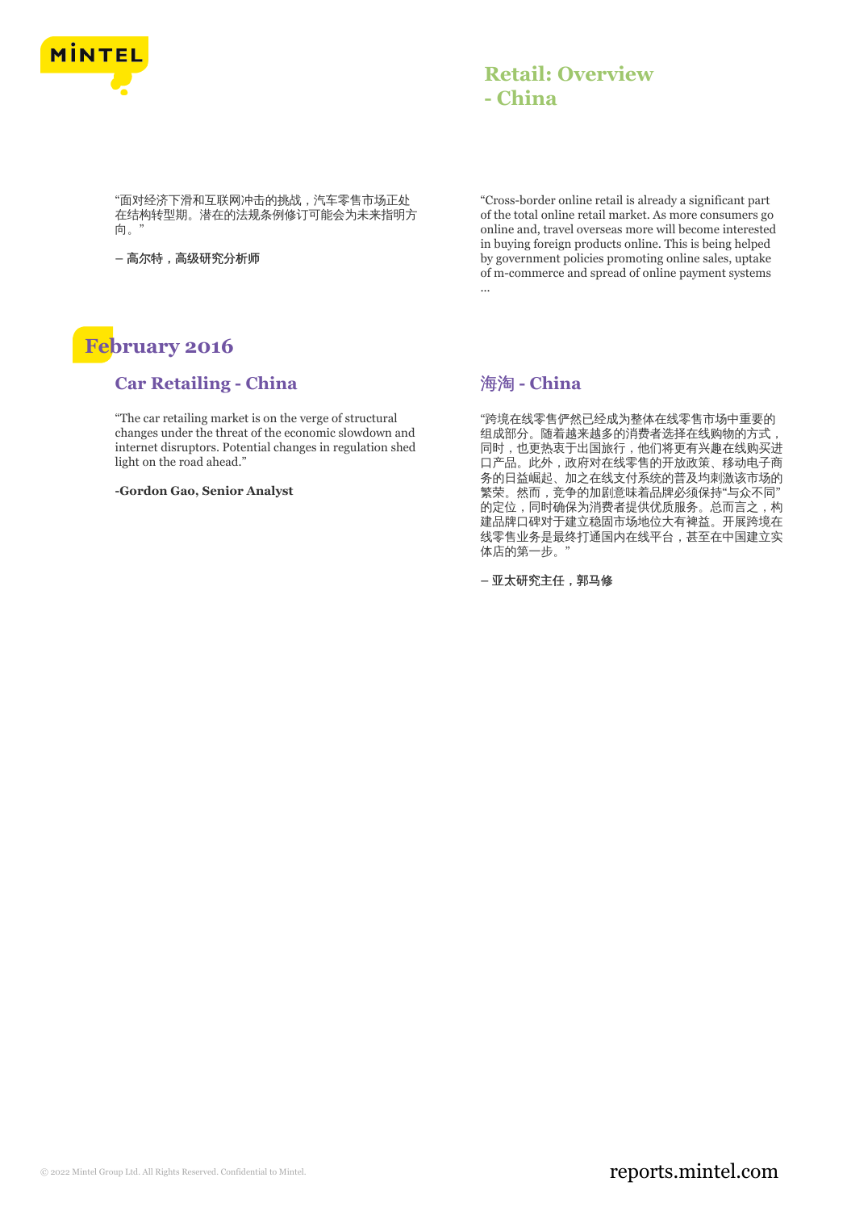“面对经济下滑和互联网冲击的挑战，汽车零售市场正处在结构转型期。潜在的法规条例修订可能会为未来指明方向。”

– 高尔特，高级研究分析师

“Cross-border online retail is already a significant part of the total online retail market. As more consumers go online and, travel overseas more will become interested in buying foreign products online. This is being helped by government policies promoting online sales, uptake of m-commerce and spread of online payment systems ...

## February 2016

### Car Retailing - China

“The car retailing market is on the verge of structural changes under the threat of the economic slowdown and internet disruptors. Potential changes in regulation shed light on the road ahead.”

**-Gordon Gao, Senior Analyst**

### 海淘 - China

“跨境在线零售俨然已经成为整体在线零售市场中重要的组成部分。随着越来越多的消费者选择在线购物的方式，同时，也更热衷于出国旅行，他们将更有兴趣在线购买进口产品。此外，政府对在线零售的开放政策、移动电子商务的日益崛起、加之在线支付系统的普及均刺激该市场的繁荣。然而，竞争的加剧意味着品牌必须保持“与众不同”的定位，同时确保为消费者提供优质服务。总而言之，构建品牌口碑对于建立稳固市场地位大有裨益。开展跨境在线零售业务是最终打通国内在线平台，甚至在中国建立实体店的第一步。”

**– 亚太研究主任，郭马修**